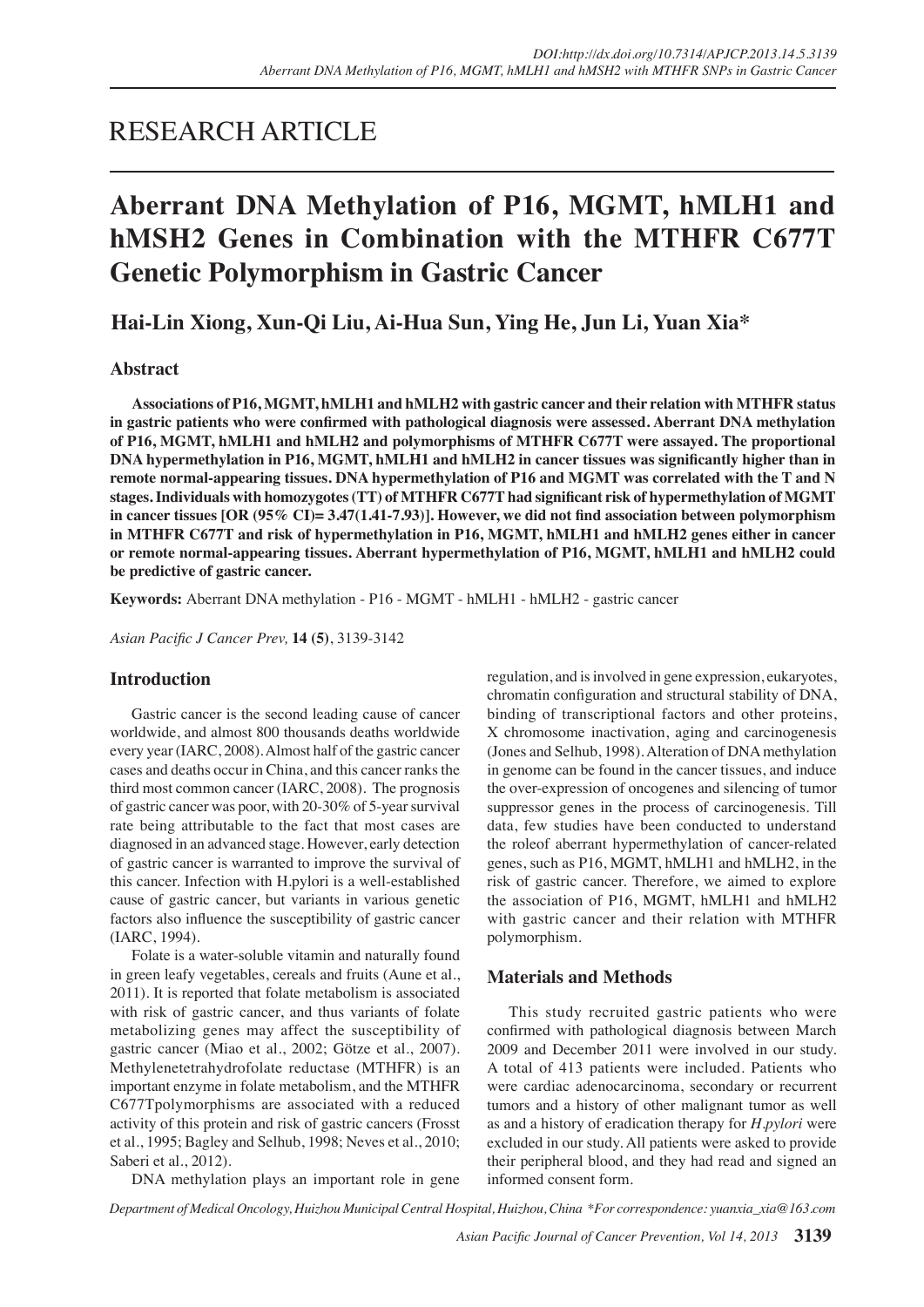RESEARCH ARTICLE

# Aberrant DNA Methylation of P16, MGMT, hMLH1 and hMSH2 Genes in Combination with the MTHFR C677T Genetic Polymorphism in Gastric Cancer

**Hai-Lin Xiong, Xun-Qi Liu, Ai-Hua Sun, Ying He, Jun Li, Yuan Xia***

## Abstract

**Associations of P16, MGMT, hMLH1 and hMLH2 with gastric cancer and their relation with MTHFR status in gastric patients who were confirmed with pathological diagnosis were assessed. Aberrant DNA methylation of P16, MGMT, hMLH1 and hMLH2 and polymorphisms of MTHFR C677T were assayed. The proportional DNA hypermethylation in P16, MGMT, hMLH1 and hMLH2 in cancer tissues was significantly higher than in remote normal-appearing tissues. DNA hypermethylation of P16 and MGMT was correlated with the T and N stages. Individuals with homozygotes (TT) of MTHFR C677T had significant risk of hypermethylation of MGMT in cancer tissues [OR (95% CI)= 3.47(1.41-7.93)]. However, we did not find association between polymorphism in MTHFR C677T and risk of hypermethylation in P16, MGMT, hMLH1 and hMLH2 genes either in cancer or remote normal-appearing tissues. Aberrant hypermethylation of P16, MGMT, hMLH1 and hMLH2 could be predictive of gastric cancer.**

**Keywords:** Aberrant DNA methylation - P16 - MGMT - hMLH1 - hMLH2 - gastric cancer

*Asian Pacific J Cancer Prev,* **14 (5)**, 3139-3142

## Introduction

Gastric cancer is the second leading cause of cancer worldwide, and almost 800 thousands deaths worldwide every year (IARC, 2008). Almost half of the gastric cancer cases and deaths occur in China, and this cancer ranks the third most common cancer (IARC, 2008). The prognosis of gastric cancer was poor, with 20-30% of 5-year survival rate being attributable to the fact that most cases are diagnosed in an advanced stage. However, early detection of gastric cancer is warranted to improve the survival of this cancer. Infection with H.pylori is a well-established cause of gastric cancer, but variants in various genetic factors also influence the susceptibility of gastric cancer (IARC, 1994).

Folate is a water-soluble vitamin and naturally found in green leafy vegetables, cereals and fruits (Aune et al., 2011). It is reported that folate metabolism is associated with risk of gastric cancer, and thus variants of folate metabolizing genes may affect the susceptibility of gastric cancer (Miao et al., 2002; Götze et al., 2007). Methylenetetrahydrofolate reductase (MTHFR) is an important enzyme in folate metabolism, and the MTHFR C677Tpolymorphisms are associated with a reduced activity of this protein and risk of gastric cancers (Frosst et al., 1995; Bagley and Selhub, 1998; Neves et al., 2010; Saberi et al., 2012).

DNA methylation plays an important role in gene regulation, and is involved in gene expression, eukaryotes, chromatin configuration and structural stability of DNA, binding of transcriptional factors and other proteins, X chromosome inactivation, aging and carcinogenesis (Jones and Selhub, 1998). Alteration of DNA methylation in genome can be found in the cancer tissues, and induce the over-expression of oncogenes and silencing of tumor suppressor genes in the process of carcinogenesis. Till data, few studies have been conducted to understand the roleof aberrant hypermethylation of cancer-related genes, such as P16, MGMT, hMLH1 and hMLH2, in the risk of gastric cancer. Therefore, we aimed to explore the association of P16, MGMT, hMLH1 and hMLH2 with gastric cancer and their relation with MTHFR polymorphism.

## Materials and Methods

This study recruited gastric patients who were confirmed with pathological diagnosis between March 2009 and December 2011 were involved in our study. A total of 413 patients were included. Patients who were cardiac adenocarcinoma, secondary or recurrent tumors and a history of other malignant tumor as well as and a history of eradication therapy for *H.pylori* were excluded in our study. All patients were asked to provide their peripheral blood, and they had read and signed an informed consent form.

*Department of Medical Oncology, Huizhou Municipal Central Hospital, Huizhou, China \*For correspondence: yuanxia_xia@163.com*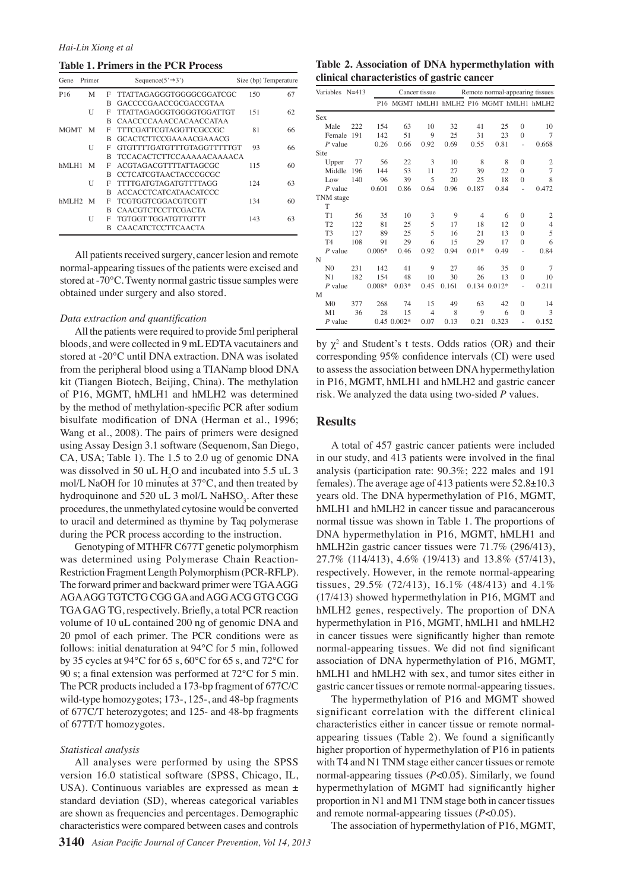**Table 1. Primers in the PCR Process**

| Gene | Primer | | Sequence(5'→3') | Size (bp) | Temperature |
|---|---|---|---|---|---|
| P16 | M | F | TTATTAGAGGGTGGGGCGGATCGC | 150 | 67 |
| | | B | GACCCCGAACCGCGACCGTAA | | |
| | U | F | TTATTAGAGGGTGGGGTGGATTGT | 151 | 62 |
| | | B | CAACCCCAAACCACAACCATAA | | |
| MGMT | M | F | TTTCGATTCGTAGGTTCGCCGC | 81 | 66 |
| | | B | GCACTCTTCCGAAAACGAAACG | | |
| | U | F | GTGTTTTGATGTTTGTAGGTTTTTGT | 93 | 66 |
| | | B | TCCACACTCTTCCAAAAACAAAACA | | |
| hMLH1 | M | F | ACGTAGACGTTTTATTAGCGC | 115 | 60 |
| | | B | CCTCATCGTAACTACCCGCGC | | |
| | U | F | TTTTGATGTAGATGTTTTAGG | 124 | 63 |
| | | B | ACCACCTCATCATAACATCCC | | |
| hMLH2 | M | F | TCGTGGTCGGACGTCGTT | 134 | 60 |
| | | B | CAACGTCTCCTTCGACTA | | |
| | U | F | TGTGGT TGGATGTTGTTT | 143 | 63 |
| | | B | CAACATCTCCTTCAACTA | | |

All patients received surgery, cancer lesion and remote normal-appearing tissues of the patients were excised and stored at -70°C. Twenty normal gastric tissue samples were obtained under surgery and also stored.

### *Data extraction and quantification*

All the patients were required to provide 5ml peripheral bloods, and were collected in 9 mL EDTA vacutainers and stored at -20°C until DNA extraction. DNA was isolated from the peripheral blood using a TIANamp blood DNA kit (Tiangen Biotech, Beijing, China). The methylation of P16, MGMT, hMLH1 and hMLH2 was determined by the method of methylation-specific PCR after sodium bisulfate modification of DNA (Herman et al., 1996; Wang et al., 2008). The pairs of primers were designed using Assay Design 3.1 software (Sequenom, San Diego, CA, USA; Table 1). The 1.5 to 2.0 ug of genomic DNA was dissolved in 50 uL $H_2O$ and incubated into 5.5 uL 3 mol/L NaOH for 10 minutes at 37°C, and then treated by hydroquinone and 520 uL 3 mol/L $NaHSO_3$. After these procedures, the unmethylated cytosine would be converted to uracil and determined as thymine by Taq polymerase during the PCR process according to the instruction.

Genotyping of MTHFR C677T genetic polymorphism was determined using Polymerase Chain Reaction-Restriction Fragment Length Polymorphism (PCR-RFLP). The forward primer and backward primer were TGA AGG AGA AGG TGT CTG CGG GA and AGG ACG GTG CGG TGA GAG TG, respectively. Briefly, a total PCR reaction volume of 10 uL contained 200 ng of genomic DNA and 20 pmol of each primer. The PCR conditions were as follows: initial denaturation at 94°C for 5 min, followed by 35 cycles at 94°C for 65 s, 60°C for 65 s, and 72°C for 90 s; a final extension was performed at 72°C for 5 min. The PCR products included a 173-bp fragment of 677C/C wild-type homozygotes; 173-, 125-, and 48-bp fragments of 677C/T heterozygotes; and 125- and 48-bp fragments of 677T/T homozygotes.

### *Statistical analysis*

All analyses were performed by using the SPSS version 16.0 statistical software (SPSS, Chicago, IL, USA). Continuous variables are expressed as mean ± standard deviation (SD), whereas categorical variables are shown as frequencies and percentages. Demographic characteristics were compared between cases and controls by $\chi^2$ and Student's t tests. Odds ratios (OR) and their corresponding 95% confidence intervals (CI) were used to assess the association between DNA hypermethylation in P16, MGMT, hMLH1 and hMLH2 and gastric cancer risk. We analyzed the data using two-sided *P* values.

**Table 2. Association of DNA hypermethylation with clinical characteristics of gastric cancer**

| Variables | N=413 | Cancer tissue | | | | Remote normal-appearing tissues | | | |
|---|---|---|---|---|---|---|---|---|---|
| | | P16 | MGMT | hMLH1 | hMLH2 | P16 | MGMT | hMLH1 | hMLH2 |
| Sex | | | | | | | | | |
| Male | 222 | 154 | 63 | 10 | 32 | 41 | 25 | 0 | 10 |
| Female | 191 | 142 | 51 | 9 | 25 | 31 | 23 | 0 | 7 |
| *P* value | | 0.26 | 0.66 | 0.92 | 0.69 | 0.55 | 0.81 | - | 0.668 |
| Site | | | | | | | | | |
| Upper | 77 | 56 | 22 | 3 | 10 | 8 | 8 | 0 | 2 |
| Middle | 196 | 144 | 53 | 11 | 27 | 39 | 22 | 0 | 7 |
| Low | 140 | 96 | 39 | 5 | 20 | 25 | 18 | 0 | 8 |
| *P* value | | 0.601 | 0.86 | 0.64 | 0.96 | 0.187 | 0.84 | - | 0.472 |
| TNM stage | | | | | | | | | |
| T | | | | | | | | | |
| T1 | 56 | 35 | 10 | 3 | 9 | 4 | 6 | 0 | 2 |
| T2 | 122 | 81 | 25 | 5 | 17 | 18 | 12 | 0 | 4 |
| T3 | 127 | 89 | 25 | 5 | 16 | 21 | 13 | 0 | 5 |
| T4 | 108 | 91 | 29 | 6 | 15 | 29 | 17 | 0 | 6 |
| *P* value | | 0.006* | 0.46 | 0.92 | 0.94 | 0.01* | 0.49 | - | 0.84 |
| N | | | | | | | | | |
| N0 | 231 | 142 | 41 | 9 | 27 | 46 | 35 | 0 | 7 |
| N1 | 182 | 154 | 48 | 10 | 30 | 26 | 13 | 0 | 10 |
| *P* value | | 0.008* | 0.03* | 0.45 | 0.161 | 0.134 | 0.012* | - | 0.211 |
| M | | | | | | | | | |
| M0 | 377 | 268 | 74 | 15 | 49 | 63 | 42 | 0 | 14 |
| M1 | 36 | 28 | 15 | 4 | 8 | 9 | 6 | 0 | 3 |
| *P* value | | 0.45 | 0.002* | 0.07 | 0.13 | 0.21 | 0.323 | - | 0.152 |

## Results

A total of 457 gastric cancer patients were included in our study, and 413 patients were involved in the final analysis (participation rate: 90.3%; 222 males and 191 females). The average age of 413 patients were 52.8±10.3 years old. The DNA hypermethylation of P16, MGMT, hMLH1 and hMLH2 in cancer tissue and paracancerous normal tissue was shown in Table 1. The proportions of DNA hypermethylation in P16, MGMT, hMLH1 and hMLH2in gastric cancer tissues were 71.7% (296/413), 27.7% (114/413), 4.6% (19/413) and 13.8% (57/413), respectively. However, in the remote normal-appearing tissues, 29.5% (72/413), 16.1% (48/413) and 4.1% (17/413) showed hypermethylation in P16, MGMT and hMLH2 genes, respectively. The proportion of DNA hypermethylation in P16, MGMT, hMLH1 and hMLH2 in cancer tissues were significantly higher than remote normal-appearing tissues. We did not find significant association of DNA hypermethylation of P16, MGMT, hMLH1 and hMLH2 with sex, and tumor sites either in gastric cancer tissues or remote normal-appearing tissues.

The hypermethylation of P16 and MGMT showed significant correlation with the different clinical characteristics either in cancer tissue or remote normal-appearing tissues (Table 2). We found a significantly higher proportion of hypermethylation of P16 in patients with T4 and N1 TNM stage either cancer tissues or remote normal-appearing tissues ($P<0.05$). Similarly, we found hypermethylation of MGMT had significantly higher proportion in N1 and M1 TNM stage both in cancer tissues and remote normal-appearing tissues ($P<0.05$).

The association of hypermethylation of P16, MGMT,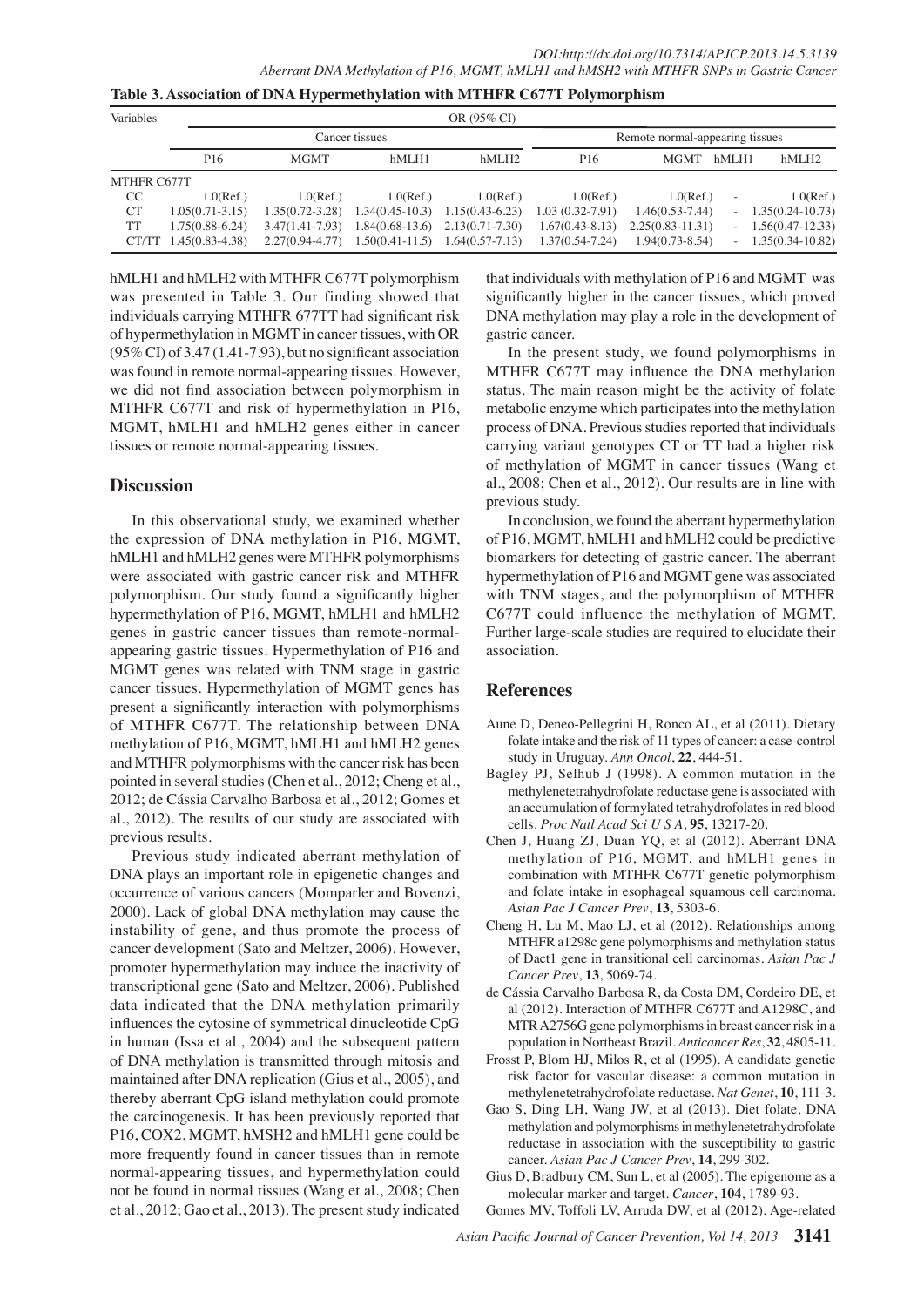**Table 3. Association of DNA Hypermethylation with MTHFR C677T Polymorphism**

| Variables | OR (95% CI) | | | | | | | |
|---|---|---|---|---|---|---|---|---|
| | Cancer tissues | | | | Remote normal-appearing tissues | | | |
| | P16 | MGMT | hMLH1 | hMLH2 | P16 | MGMT | hMLH1 | hMLH2 |
| MTHFR C677T | | | | | | | | |
| CC | 1.0(Ref.) | 1.0(Ref.) | 1.0(Ref.) | 1.0(Ref.) | 1.0(Ref.) | 1.0(Ref.) | - | 1.0(Ref.) |
| CT | 1.05(0.71-3.15) | 1.35(0.72-3.28) | 1.34(0.45-10.3) | 1.15(0.43-6.23) | 1.03 (0.32-7.91) | 1.46(0.53-7.44) | - | 1.35(0.24-10.73) |
| TT | 1.75(0.88-6.24) | 3.47(1.41-7.93) | 1.84(0.68-13.6) | 2.13(0.71-7.30) | 1.67(0.43-8.13) | 2.25(0.83-11.31) | - | 1.56(0.47-12.33) |
| CT/TT | 1.45(0.83-4.38) | 2.27(0.94-4.77) | 1.50(0.41-11.5) | 1.64(0.57-7.13) | 1.37(0.54-7.24) | 1.94(0.73-8.54) | - | 1.35(0.34-10.82) |

hMLH1 and hMLH2 with MTHFR C677T polymorphism was presented in Table 3. Our finding showed that individuals carrying MTHFR 677TT had significant risk of hypermethylation in MGMT in cancer tissues, with OR (95% CI) of 3.47 (1.41-7.93), but no significant association was found in remote normal-appearing tissues. However, we did not find association between polymorphism in MTHFR C677T and risk of hypermethylation in P16, MGMT, hMLH1 and hMLH2 genes either in cancer tissues or remote normal-appearing tissues.

## Discussion

In this observational study, we examined whether the expression of DNA methylation in P16, MGMT, hMLH1 and hMLH2 genes were MTHFR polymorphisms were associated with gastric cancer risk and MTHFR polymorphism. Our study found a significantly higher hypermethylation of P16, MGMT, hMLH1 and hMLH2 genes in gastric cancer tissues than remote-normal-appearing gastric tissues. Hypermethylation of P16 and MGMT genes was related with TNM stage in gastric cancer tissues. Hypermethylation of MGMT genes has present a significantly interaction with polymorphisms of MTHFR C677T. The relationship between DNA methylation of P16, MGMT, hMLH1 and hMLH2 genes and MTHFR polymorphisms with the cancer risk has been pointed in several studies (Chen et al., 2012; Cheng et al., 2012; de Cássia Carvalho Barbosa et al., 2012; Gomes et al., 2012). The results of our study are associated with previous results.

Previous study indicated aberrant methylation of DNA plays an important role in epigenetic changes and occurrence of various cancers (Momparler and Bovenzi, 2000). Lack of global DNA methylation may cause the instability of gene, and thus promote the process of cancer development (Sato and Meltzer, 2006). However, promoter hypermethylation may induce the inactivity of transcriptional gene (Sato and Meltzer, 2006). Published data indicated that the DNA methylation primarily influences the cytosine of symmetrical dinucleotide CpG in human (Issa et al., 2004) and the subsequent pattern of DNA methylation is transmitted through mitosis and maintained after DNA replication (Gius et al., 2005), and thereby aberrant CpG island methylation could promote the carcinogenesis. It has been previously reported that P16, COX2, MGMT, hMSH2 and hMLH1 gene could be more frequently found in cancer tissues than in remote normal-appearing tissues, and hypermethylation could not be found in normal tissues (Wang et al., 2008; Chen et al., 2012; Gao et al., 2013). The present study indicated that individuals with methylation of P16 and MGMT was significantly higher in the cancer tissues, which proved DNA methylation may play a role in the development of gastric cancer.

In the present study, we found polymorphisms in MTHFR C677T may influence the DNA methylation status. The main reason might be the activity of folate metabolic enzyme which participates into the methylation process of DNA. Previous studies reported that individuals carrying variant genotypes CT or TT had a higher risk of methylation of MGMT in cancer tissues (Wang et al., 2008; Chen et al., 2012). Our results are in line with previous study.

In conclusion, we found the aberrant hypermethylation of P16, MGMT, hMLH1 and hMLH2 could be predictive biomarkers for detecting of gastric cancer. The aberrant hypermethylation of P16 and MGMT gene was associated with TNM stages, and the polymorphism of MTHFR C677T could influence the methylation of MGMT. Further large-scale studies are required to elucidate their association.

## References

Aune D, Deneo-Pellegrini H, Ronco AL, et al (2011). Dietary folate intake and the risk of 11 types of cancer: a case-control study in Uruguay. *Ann Oncol*, **22**, 444-51.

Bagley PJ, Selhub J (1998). A common mutation in the methylenetetrahydrofolate reductase gene is associated with an accumulation of formylated tetrahydrofolates in red blood cells. *Proc Natl Acad Sci U S A*, **95**, 13217-20.

Chen J, Huang ZJ, Duan YQ, et al (2012). Aberrant DNA methylation of P16, MGMT, and hMLH1 genes in combination with MTHFR C677T genetic polymorphism and folate intake in esophageal squamous cell carcinoma. *Asian Pac J Cancer Prev*, **13**, 5303-6.

Cheng H, Lu M, Mao LJ, et al (2012). Relationships among MTHFR a1298c gene polymorphisms and methylation status of Dact1 gene in transitional cell carcinomas. *Asian Pac J Cancer Prev*, **13**, 5069-74.

de Cássia Carvalho Barbosa R, da Costa DM, Cordeiro DE, et al (2012). Interaction of MTHFR C677T and A1298C, and MTR A2756G gene polymorphisms in breast cancer risk in a population in Northeast Brazil. *Anticancer Res*, **32**, 4805-11.

Frosst P, Blom HJ, Milos R, et al (1995). A candidate genetic risk factor for vascular disease: a common mutation in methylenetetrahydrofolate reductase. *Nat Genet*, **10**, 111-3.

Gao S, Ding LH, Wang JW, et al (2013). Diet folate, DNA methylation and polymorphisms in methylenetetrahydrofolate reductase in association with the susceptibility to gastric cancer. *Asian Pac J Cancer Prev*, **14**, 299-302.

Gius D, Bradbury CM, Sun L, et al (2005). The epigenome as a molecular marker and target. *Cancer*, **104**, 1789-93.

Gomes MV, Toffoli LV, Arruda DW, et al (2012). Age-related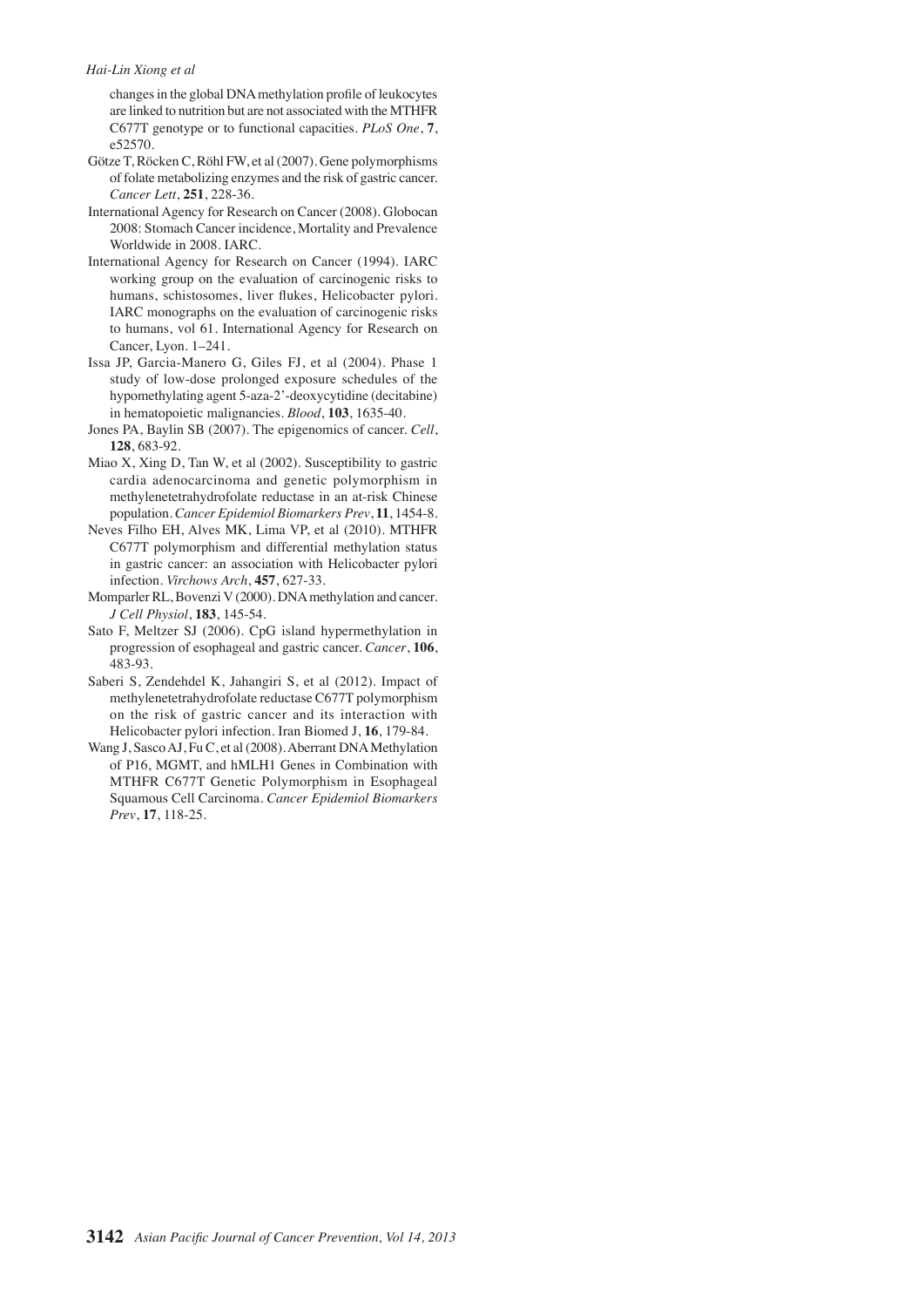changes in the global DNA methylation profile of leukocytes are linked to nutrition but are not associated with the MTHFR C677T genotype or to functional capacities. *PLoS One*, **7**, e52570.

Götze T, Röcken C, Röhl FW, et al (2007). Gene polymorphisms of folate metabolizing enzymes and the risk of gastric cancer. *Cancer Lett*, **251**, 228-36.

International Agency for Research on Cancer (2008). Globocan 2008: Stomach Cancer incidence, Mortality and Prevalence Worldwide in 2008. IARC.

International Agency for Research on Cancer (1994). IARC working group on the evaluation of carcinogenic risks to humans, schistosomes, liver flukes, Helicobacter pylori. IARC monographs on the evaluation of carcinogenic risks to humans, vol 61. International Agency for Research on Cancer, Lyon. 1–241.

Issa JP, Garcia-Manero G, Giles FJ, et al (2004). Phase 1 study of low-dose prolonged exposure schedules of the hypomethylating agent 5-aza-2'-deoxycytidine (decitabine) in hematopoietic malignancies. *Blood*, **103**, 1635-40.

Jones PA, Baylin SB (2007). The epigenomics of cancer. *Cell*, **128**, 683-92.

Miao X, Xing D, Tan W, et al (2002). Susceptibility to gastric cardia adenocarcinoma and genetic polymorphism in methylenetetrahydrofolate reductase in an at-risk Chinese population. *Cancer Epidemiol Biomarkers Prev*, **11**, 1454-8.

Neves Filho EH, Alves MK, Lima VP, et al (2010). MTHFR C677T polymorphism and differential methylation status in gastric cancer: an association with Helicobacter pylori infection. *Virchows Arch*, **457**, 627-33.

Momparler RL, Bovenzi V (2000). DNA methylation and cancer. *J Cell Physiol*, **183**, 145-54.

Sato F, Meltzer SJ (2006). CpG island hypermethylation in progression of esophageal and gastric cancer. *Cancer*, **106**, 483-93.

Saberi S, Zendehdel K, Jahangiri S, et al (2012). Impact of methylenetetrahydrofolate reductase C677T polymorphism on the risk of gastric cancer and its interaction with Helicobacter pylori infection. Iran Biomed J, **16**, 179-84.

Wang J, Sasco AJ, Fu C, et al (2008). Aberrant DNA Methylation of P16, MGMT, and hMLH1 Genes in Combination with MTHFR C677T Genetic Polymorphism in Esophageal Squamous Cell Carcinoma. *Cancer Epidemiol Biomarkers Prev*, **17**, 118-25.